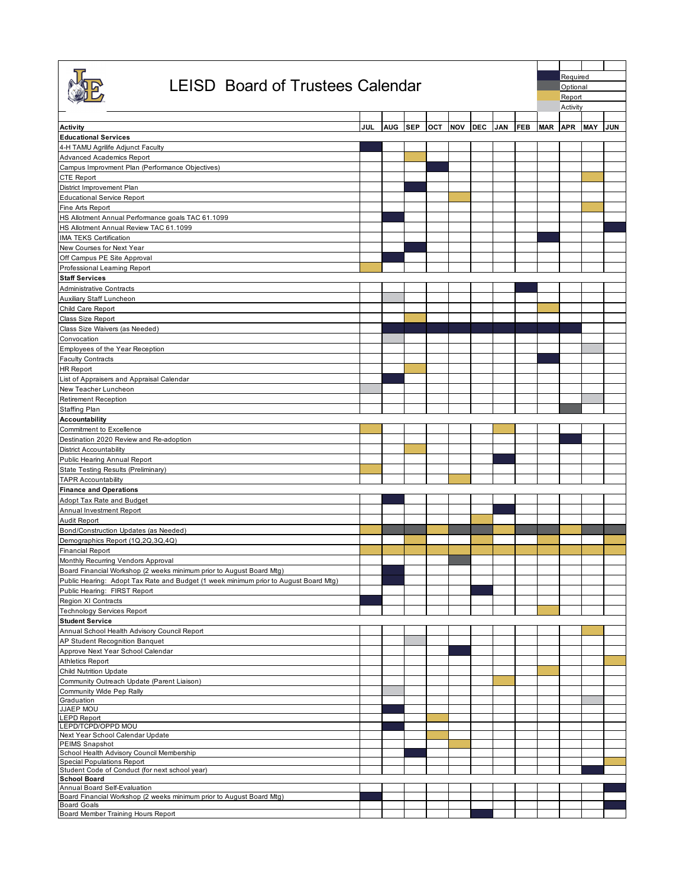# LEISD Board of Trustees Calendar

| Legend |
|---|
| Required |
| Optional |
| Report |
| Activity |

| Activity | JUL | AUG | SEP | OCT | NOV | DEC | JAN | FEB | MAR | APR | MAY | JUN |
|---|---|---|---|---|---|---|---|---|---|---|---|---|
| **Educational Services** | | | | | | | | | | | | |
| 4-H TAMU Agrilife Adjunct Faculty | Required | | | | | | | | | | | |
| Advanced Academics Report | | | Report | | | | | | | | | |
| Campus Improvment Plan (Performance Objectives) | | | | Required | | | | | | | | |
| CTE Report | | | | | | | | | | | Report | |
| District Improvement Plan | | | Required | | | | | | | | | |
| Educational Service Report | | | | | Report | | | | | | | |
| Fine Arts Report | | | | | | | | | | | Report | |
| HS Allotment Annual Performance goals TAC 61.1099 | | Required | | | | | | | | | | |
| HS Allotment Annual Review TAC 61.1099 | | | | | | | | | | | | Required |
| IMA TEKS Certification | | | | | | | | | Required | | | |
| New Courses for Next Year | | | Required | | | | | | | | | |
| Off Campus PE Site Approval | | Required | | | | | | | | | | |
| Professional Learning Report | Report | | | | | | | | | | | |
| **Staff Services** | | | | | | | | | | | | |
| Administrative Contracts | | | | | | | | Required | | | | |
| Auxiliary Staff Luncheon | | Activity | | | | | | | | | | |
| Child Care Report | | | | | | | | | Report | | | |
| Class Size Report | | | Report | | | | | | | | | |
| Class Size Waivers (as Needed) | | Required | Required | Required | Required | Required | Required | Required | Required | Required | | |
| Convocation | | Activity | | | | | | | | | | |
| Employees of the Year Reception | | | | | | | | | | | Activity | |
| Faculty Contracts | | | | | | | | | Required | | | |
| HR Report | | | Report | | | | | | | | | |
| List of Appraisers and Appraisal Calendar | | Required | | | | | | | | | | |
| New Teacher Luncheon | Activity | | | | | | | | | | | |
| Retirement Reception | | | | | | | | | | | Activity | |
| Staffing Plan | | | | | | | | | | Optional | | |
| **Accountability** | | | | | | | | | | | | |
| Commitment to Excellence | Report | | | | | | Report | | | | | |
| Destination 2020 Review and Re-adoption | | | | | | | | | | Required | | |
| District Accountability | | | Report | | | | | | | | | |
| Public Hearing Annual Report | | | | | | | Required | | | | | |
| State Testing Results (Preliminary) | Report | | | | | | | | | | | |
| TAPR Accountability | | | | | Report | | | | | | | |
| **Finance and Operations** | | | | | | | | | | | | |
| Adopt Tax Rate and Budget | | Required | | | | | | | | | | |
| Annual Investment Report | | | | | | | Required | | | | | |
| Audit Report | | | | | | Report | | | | | | |
| Bond/Construction Updates (as Needed) | Report | Optional | Optional | Report | Optional | Optional | Report | Optional | Optional | Report | Optional | Optional |
| Demographics Report (1Q,2Q,3Q,4Q) | Report | | Report | | | Report | | | Report | | | Report |
| Financial Report | Report | Report | Report | Report | Report | Report | Report | Report | Report | Report | Report | Report |
| Monthly Recurring Vendors Approval | | | | | Optional | | | | | | | |
| Board Financial Workshop (2 weeks minimum prior to August Board Mtg) | | Required | | | | | | | | | | |
| Public Hearing: Adopt Tax Rate and Budget (1 week minimum prior to August Board Mtg) | | Required | | | | | | | | | | |
| Public Hearing: FIRST Report | | | | | | Required | | | | | | |
| Region XI Contracts | Required | | | | | | | | | | | |
| Technology Services Report | | | | | | | | | Report | | | |
| **Student Service** | | | | | | | | | | | | |
| Annual School Health Advisory Council Report | | | | | | | | | | | Report | |
| AP Student Recognition Banquet | | | Activity | | | | | | | | | |
| Approve Next Year School Calendar | | | | | Required | | | | | | | |
| Athletics Report | | | | | | | | | | | | Report |
| Child Nutrition Update | | | | | | | | | Report | | | |
| Community Outreach Update (Parent Liaison) | | | | | | | Report | | | | | |
| Community Wide Pep Rally | | Activity | | | | | | | | | | |
| Graduation | | | | | | | | | | | Activity | |
| JJAEP MOU | | Required | | | | | | | | | | |
| LEPD Report | | | | Report | | | | | | | | |
| LEPD/TCPD/OPPD MOU | | Required | | | | | | | | | | |
| Next Year School Calendar Update | | | | Report | | | | | | | | |
| PEIMS Snapshot | | | | | Report | | | | | | | |
| School Health Advisory Council Membership | | | Required | | | | | | | | | |
| Special Populations Report | | | | | | | | | | | | Report |
| Student Code of Conduct (for next school year) | | | | | | | | | | | Required | |
| **School Board** | | | | | | | | | | | | |
| Annual Board Self-Evaluation | | | | | | | | | | | | Required |
| Board Financial Workshop (2 weeks minimum prior to August Board Mtg) | Required | | | | | | | | | | | |
| Board Goals | | | | | | | | | | | | Required |
| Board Member Training Hours Report | | | | | | Required | | | | | | |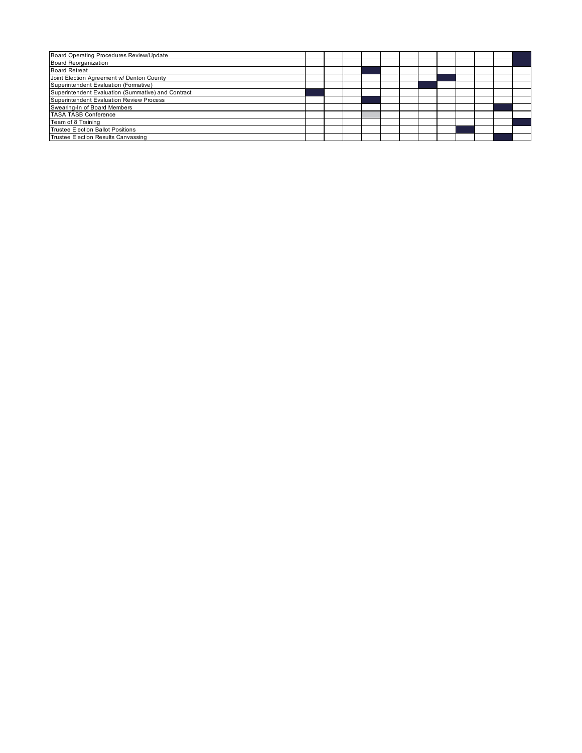| | | | | | | | | | | | | |
|---|---|---|---|---|---|---|---|---|---|---|---|---|
| Board Operating Procedures Review/Update | | | | | | | | | | | | |
| Board Reorganization | | | | | | | | | | | | |
| Board Retreat | | | | | | | | | | | | |
| Joint Election Agreement w/ Denton County | | | | | | | | | | | | |
| Superintendent Evaluation (Formative) | | | | | | | | | | | | |
| Superintendent Evaluation (Summative) and Contract | | | | | | | | | | | | |
| Superintendent Evaluation Review Process | | | | | | | | | | | | |
| Swearing-In of Board Members | | | | | | | | | | | | |
| TASA TASB Conference | | | | | | | | | | | | |
| Team of 8 Training | | | | | | | | | | | | |
| Trustee Election Ballot Positions | | | | | | | | | | | | |
| Trustee Election Results Canvassing | | | | | | | | | | | | |